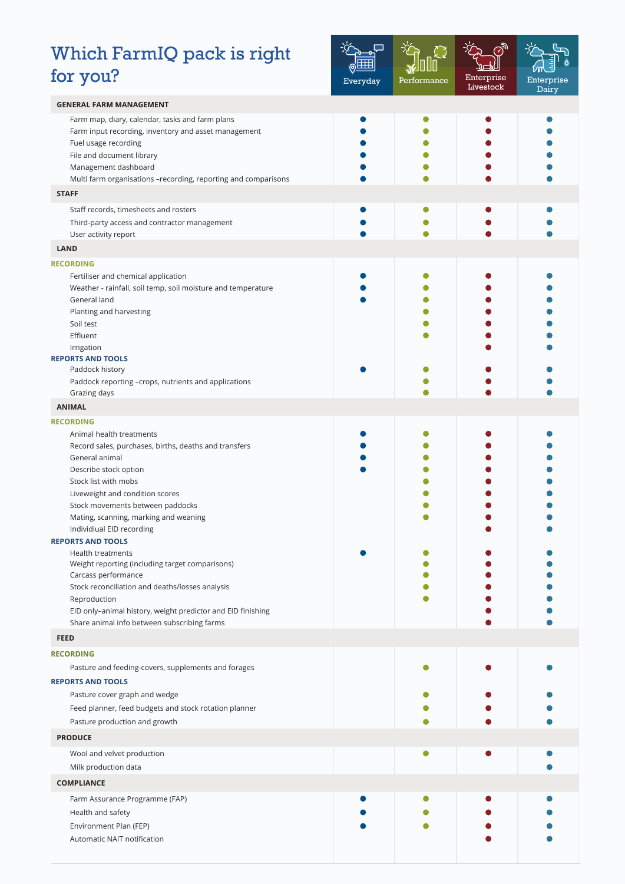# Which FarmIQ pack is right for you?

| | Everyday | Performance | Enterprise Livestock | Enterprise Dairy |
|---|---|---|---|---|
| **GENERAL FARM MANAGEMENT** | | | | |
| Farm map, diary, calendar, tasks and farm plans | ● | ● | ● | ● |
| Farm input recording, inventory and asset management | ● | ● | ● | ● |
| Fuel usage recording | ● | ● | ● | ● |
| File and document library | ● | ● | ● | ● |
| Management dashboard | ● | ● | ● | ● |
| Multi farm organisations –recording, reporting and comparisons | ● | ● | ● | ● |
| **STAFF** | | | | |
| Staff records, timesheets and rosters | ● | ● | ● | ● |
| Third-party access and contractor management | ● | ● | ● | ● |
| User activity report | ● | ● | ● | ● |
| **LAND** | | | | |
| **RECORDING** | | | | |
| Fertiliser and chemical application | ● | ● | ● | ● |
| Weather - rainfall, soil temp, soil moisture and temperature | ● | ● | ● | ● |
| General land | ● | ● | ● | ● |
| Planting and harvesting | | ● | ● | ● |
| Soil test | | ● | ● | ● |
| Effluent | | ● | ● | ● |
| Irrigation | | | ● | ● |
| **REPORTS AND TOOLS** | | | | |
| Paddock history | ● | ● | ● | ● |
| Paddock reporting –crops, nutrients and applications | | ● | ● | ● |
| Grazing days | | ● | ● | ● |
| **ANIMAL** | | | | |
| **RECORDING** | | | | |
| Animal health treatments | ● | ● | ● | ● |
| Record sales, purchases, births, deaths and transfers | ● | ● | ● | ● |
| General animal | ● | ● | ● | ● |
| Describe stock option | ● | ● | ● | ● |
| Stock list with mobs | | ● | ● | ● |
| Liveweight and condition scores | | ● | ● | ● |
| Stock movements between paddocks | | ● | ● | ● |
| Mating, scanning, marking and weaning | | ● | ● | ● |
| Individiual EID recording | | | ● | ● |
| **REPORTS AND TOOLS** | | | | |
| Health treatments | ● | ● | ● | ● |
| Weight reporting (including target comparisons) | | ● | ● | ● |
| Carcass performance | | ● | ● | ● |
| Stock reconciliation and deaths/losses analysis | | ● | ● | ● |
| Reproduction | | ● | ● | ● |
| EID only–animal history, weight predictor and EID finishing | | | ● | ● |
| Share animal info between subscribing farms | | | ● | ● |
| **FEED** | | | | |
| **RECORDING** | | | | |
| Pasture and feeding-covers, supplements and forages | | ● | ● | ● |
| **REPORTS AND TOOLS** | | | | |
| Pasture cover graph and wedge | | ● | ● | ● |
| Feed planner, feed budgets and stock rotation planner | | ● | ● | ● |
| Pasture production and growth | | ● | ● | ● |
| **PRODUCE** | | | | |
| Wool and velvet production | | ● | ● | ● |
| Milk production data | | | | ● |
| **COMPLIANCE** | | | | |
| Farm Assurance Programme (FAP) | ● | ● | ● | ● |
| Health and safety | ● | ● | ● | ● |
| Environment Plan (FEP) | ● | ● | ● | ● |
| Automatic NAIT notification | | | ● | ● |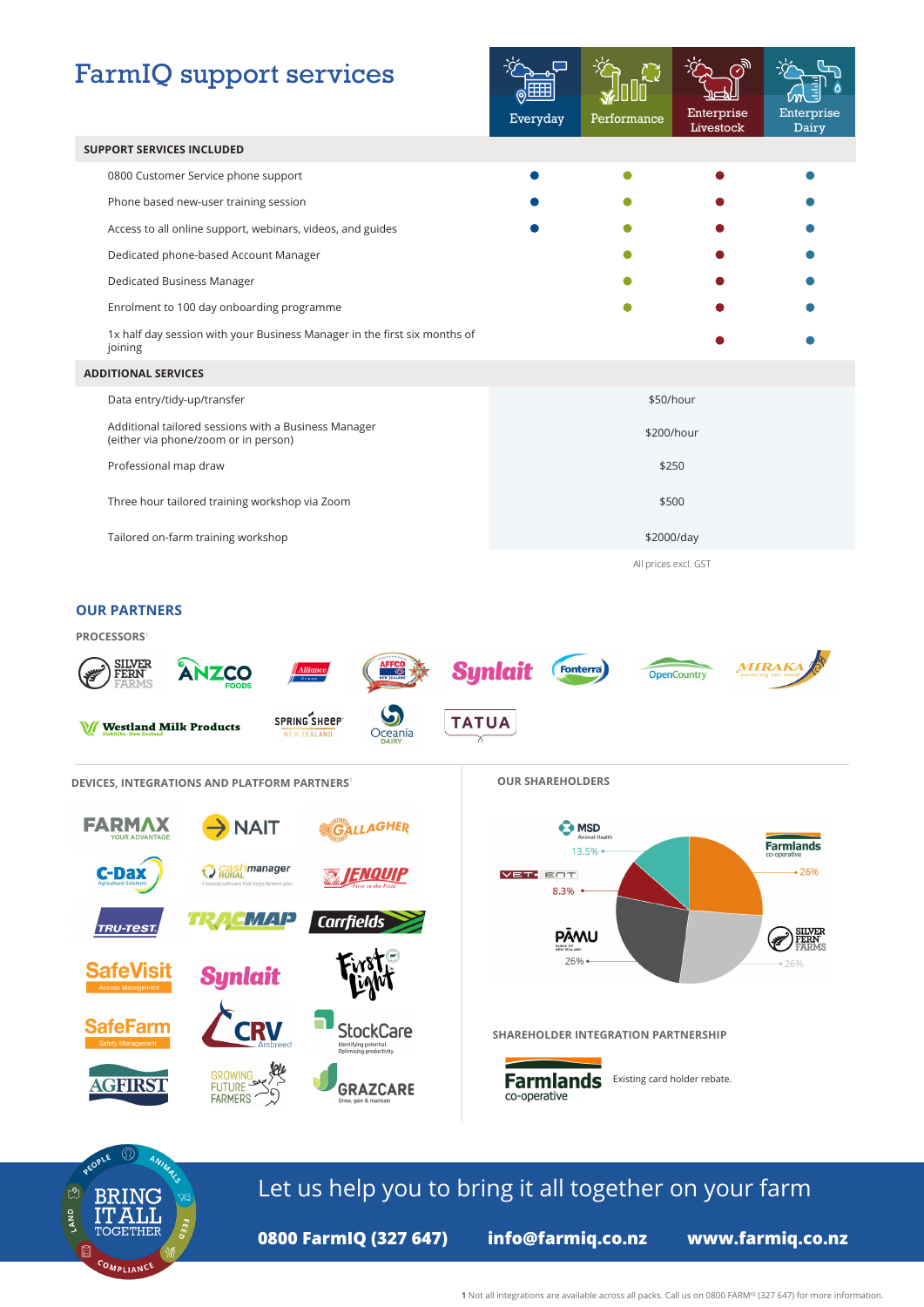# FarmIQ support services

| | Everyday | Performance | Enterprise Livestock | Enterprise Dairy |
|---|---|---|---|---|
| **SUPPORT SERVICES INCLUDED** | | | | |
| 0800 Customer Service phone support | ● | ● | ● | ● |
| Phone based new-user training session | ● | ● | ● | ● |
| Access to all online support, webinars, videos, and guides | ● | ● | ● | ● |
| Dedicated phone-based Account Manager | | ● | ● | ● |
| Dedicated Business Manager | | ● | ● | ● |
| Enrolment to 100 day onboarding programme | | ● | ● | ● |
| 1x half day session with your Business Manager in the first six months of joining | | | ● | ● |
| **ADDITIONAL SERVICES** | | | | |
| Data entry/tidy-up/transfer | $50/hour | | | |
| Additional tailored sessions with a Business Manager (either via phone/zoom or in person) | $200/hour | | | |
| Professional map draw | $250 | | | |
| Three hour tailored training workshop via Zoom | $500 | | | |
| Tailored on-farm training workshop | $2000/day | | | |

All prices excl. GST

## OUR PARTNERS

### PROCESSORS[1]

Silver Fern Farms, ANZCO Foods, Alliance Group, AFFCO, Synlait, Fonterra, OpenCountry, Miraka, Westland Milk Products, Spring Sheep New Zealand, Oceania Dairy, Tatua

### DEVICES, INTEGRATIONS AND PLATFORM PARTNERS[1]

Farmax, NAIT, Gallagher, C-Dax, Cashmanager Rural, Jenquip, Tru-Test, Tracmap, Carrfields, SafeVisit, Synlait, First Light, SafeFarm, CRV Ambreed, StockCare, AgFirst, Growing Future Farmers, Grazcare

### OUR SHAREHOLDERS

MSD Animal Health
13.5%
Farmlands co-operative
26%
Vet Ent
8.3%
Pāmu
26%
Silver Fern Farms
26%

### SHAREHOLDER INTEGRATION PARTNERSHIP

Farmlands co-operative — Existing card holder rebate.

BRING IT ALL TOGETHER — PEOPLE, ANIMALS, FEED, COMPLIANCE, LAND

Let us help you to bring it all together on your farm

**0800 FarmIQ (327 647)** **info@farmiq.co.nz** **www.farmiq.co.nz**

1 Not all integrations are available across all packs. Call us on 0800 FARMIQ (327 647) for more information.